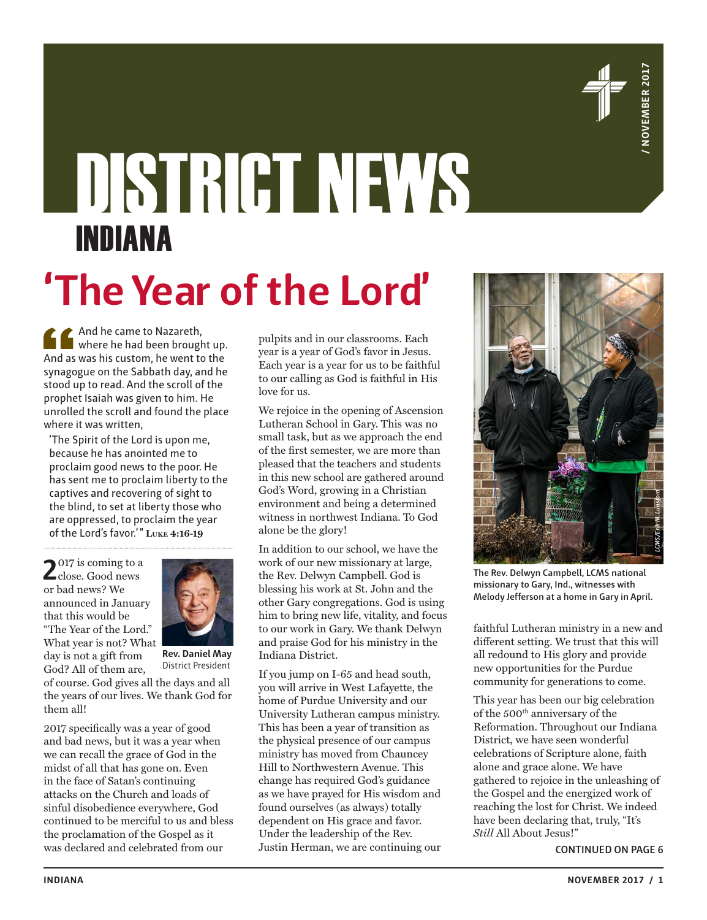# DISTRICT NEWS

## INDIANA

/ NOVEMBER 2017

# 'The Year of the Lord'

> And he came to Nazareth, where he had been brought up. And as was his custom, he went to the synagogue on the Sabbath day, and he stood up to read. And the scroll of the prophet Isaiah was given to him. He unrolled the scroll and found the place where it was written,
>
> 'The Spirit of the Lord is upon me, because he has anointed me to proclaim good news to the poor. He has sent me to proclaim liberty to the captives and recovering of sight to the blind, to set at liberty those who are oppressed, to proclaim the year of the Lord's favor.' " **Luke 4:16-19**

**Rev. Daniel May**
District President

2017 is coming to a close. Good news or bad news? We announced in January that this would be "The Year of the Lord." What year is not? What day is not a gift from God? All of them are, of course. God gives all the days and all the years of our lives. We thank God for them all!

2017 specifically was a year of good and bad news, but it was a year when we can recall the grace of God in the midst of all that has gone on. Even in the face of Satan's continuing attacks on the Church and loads of sinful disobedience everywhere, God continued to be merciful to us and bless the proclamation of the Gospel as it was declared and celebrated from our pulpits and in our classrooms. Each year is a year of God's favor in Jesus. Each year is a year for us to be faithful to our calling as God is faithful in His love for us.

We rejoice in the opening of Ascension Lutheran School in Gary. This was no small task, but as we approach the end of the first semester, we are more than pleased that the teachers and students in this new school are gathered around God's Word, growing in a Christian environment and being a determined witness in northwest Indiana. To God alone be the glory!

In addition to our school, we have the work of our new missionary at large, the Rev. Delwyn Campbell. God is blessing his work at St. John and the other Gary congregations. God is using him to bring new life, vitality, and focus to our work in Gary. We thank Delwyn and praise God for his ministry in the Indiana District.

If you jump on I-65 and head south, you will arrive in West Lafayette, the home of Purdue University and our University Lutheran campus ministry. This has been a year of transition as the physical presence of our campus ministry has moved from Chauncey Hill to Northwestern Avenue. This change has required God's guidance as we have prayed for His wisdom and found ourselves (as always) totally dependent on His grace and favor. Under the leadership of the Rev. Justin Herman, we are continuing our faithful Lutheran ministry in a new and different setting. We trust that this will all redound to His glory and provide new opportunities for the Purdue community for generations to come.

LCMS/Erik M. Lunsford

The Rev. Delwyn Campbell, LCMS national missionary to Gary, Ind., witnesses with Melody Jefferson at a home in Gary in April.

This year has been our big celebration of the 500th anniversary of the Reformation. Throughout our Indiana District, we have seen wonderful celebrations of Scripture alone, faith alone and grace alone. We have gathered to rejoice in the unleashing of the Gospel and the energized work of reaching the lost for Christ. We indeed have been declaring that, truly, "It's *Still* All About Jesus!"

**CONTINUED ON PAGE 6**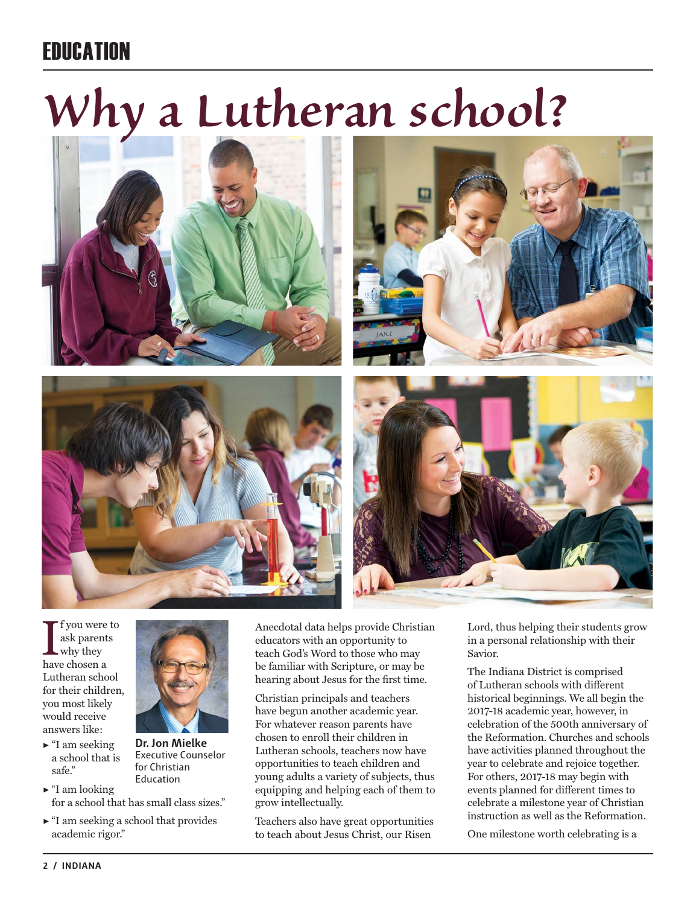EDUCATION

# Why a Lutheran school?

If you were to ask parents why they have chosen a Lutheran school for their children, you most likely would receive answers like:

- "I am seeking a school that is safe."
- "I am looking for a school that has small class sizes."
- "I am seeking a school that provides academic rigor."

**Dr. Jon Mielke**
Executive Counselor for Christian Education

Anecdotal data helps provide Christian educators with an opportunity to teach God's Word to those who may be familiar with Scripture, or may be hearing about Jesus for the first time.

Christian principals and teachers have begun another academic year. For whatever reason parents have chosen to enroll their children in Lutheran schools, teachers now have opportunities to teach children and young adults a variety of subjects, thus equipping and helping each of them to grow intellectually.

Teachers also have great opportunities to teach about Jesus Christ, our Risen Lord, thus helping their students grow in a personal relationship with their Savior.

The Indiana District is comprised of Lutheran schools with different historical beginnings. We all begin the 2017-18 academic year, however, in celebration of the 500th anniversary of the Reformation. Churches and schools have activities planned throughout the year to celebrate and rejoice together. For others, 2017-18 may begin with events planned for different times to celebrate a milestone year of Christian instruction as well as the Reformation.

One milestone worth celebrating is a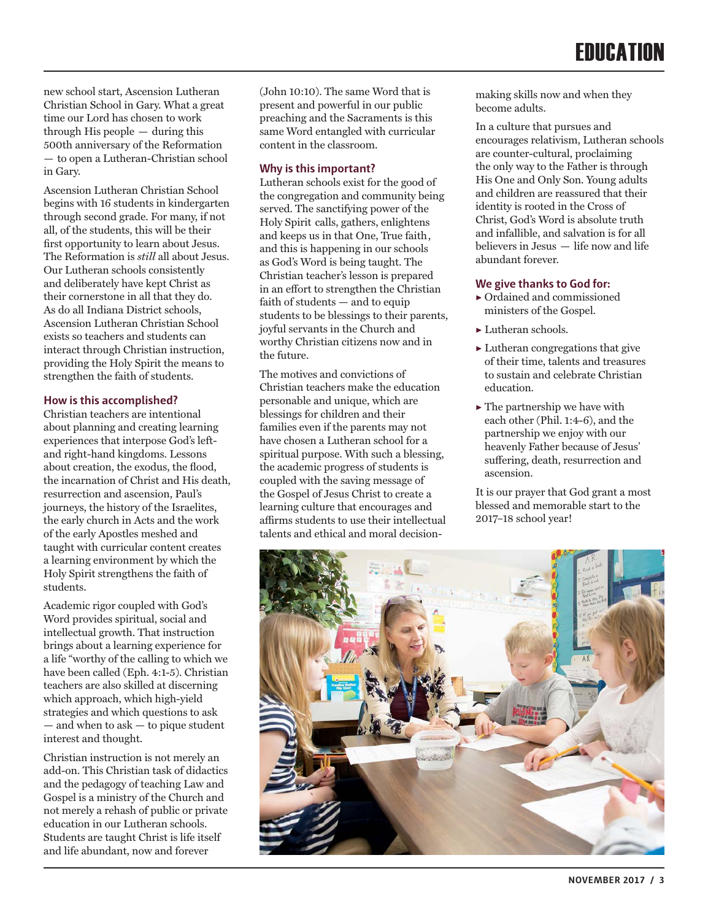new school start, Ascension Lutheran Christian School in Gary. What a great time our Lord has chosen to work through His people — during this 500th anniversary of the Reformation — to open a Lutheran-Christian school in Gary.

Ascension Lutheran Christian School begins with 16 students in kindergarten through second grade. For many, if not all, of the students, this will be their first opportunity to learn about Jesus. The Reformation is *still* all about Jesus. Our Lutheran schools consistently and deliberately have kept Christ as their cornerstone in all that they do. As do all Indiana District schools, Ascension Lutheran Christian School exists so teachers and students can interact through Christian instruction, providing the Holy Spirit the means to strengthen the faith of students.

### How is this accomplished?

Christian teachers are intentional about planning and creating learning experiences that interpose God's left- and right-hand kingdoms. Lessons about creation, the exodus, the flood, the incarnation of Christ and His death, resurrection and ascension, Paul's journeys, the history of the Israelites, the early church in Acts and the work of the early Apostles meshed and taught with curricular content creates a learning environment by which the Holy Spirit strengthens the faith of students.

Academic rigor coupled with God's Word provides spiritual, social and intellectual growth. That instruction brings about a learning experience for a life "worthy of the calling to which we have been called (Eph. 4:1-5). Christian teachers are also skilled at discerning which approach, which high-yield strategies and which questions to ask — and when to ask — to pique student interest and thought.

Christian instruction is not merely an add-on. This Christian task of didactics and the pedagogy of teaching Law and Gospel is a ministry of the Church and not merely a rehash of public or private education in our Lutheran schools. Students are taught Christ is life itself and life abundant, now and forever (John 10:10). The same Word that is present and powerful in our public preaching and the Sacraments is this same Word entangled with curricular content in the classroom.

### Why is this important?

Lutheran schools exist for the good of the congregation and community being served. The sanctifying power of the Holy Spirit calls, gathers, enlightens and keeps us in that One, True faith, and this is happening in our schools as God's Word is being taught. The Christian teacher's lesson is prepared in an effort to strengthen the Christian faith of students — and to equip students to be blessings to their parents, joyful servants in the Church and worthy Christian citizens now and in the future.

The motives and convictions of Christian teachers make the education personable and unique, which are blessings for children and their families even if the parents may not have chosen a Lutheran school for a spiritual purpose. With such a blessing, the academic progress of students is coupled with the saving message of the Gospel of Jesus Christ to create a learning culture that encourages and affirms students to use their intellectual talents and ethical and moral decision-making skills now and when they become adults.

In a culture that pursues and encourages relativism, Lutheran schools are counter-cultural, proclaiming the only way to the Father is through His One and Only Son. Young adults and children are reassured that their identity is rooted in the Cross of Christ, God's Word is absolute truth and infallible, and salvation is for all believers in Jesus — life now and life abundant forever.

### We give thanks to God for:

- Ordained and commissioned ministers of the Gospel.
- Lutheran schools.
- Lutheran congregations that give of their time, talents and treasures to sustain and celebrate Christian education.
- The partnership we have with each other (Phil. 1:4-6), and the partnership we enjoy with our heavenly Father because of Jesus' suffering, death, resurrection and ascension.

It is our prayer that God grant a most blessed and memorable start to the 2017–18 school year!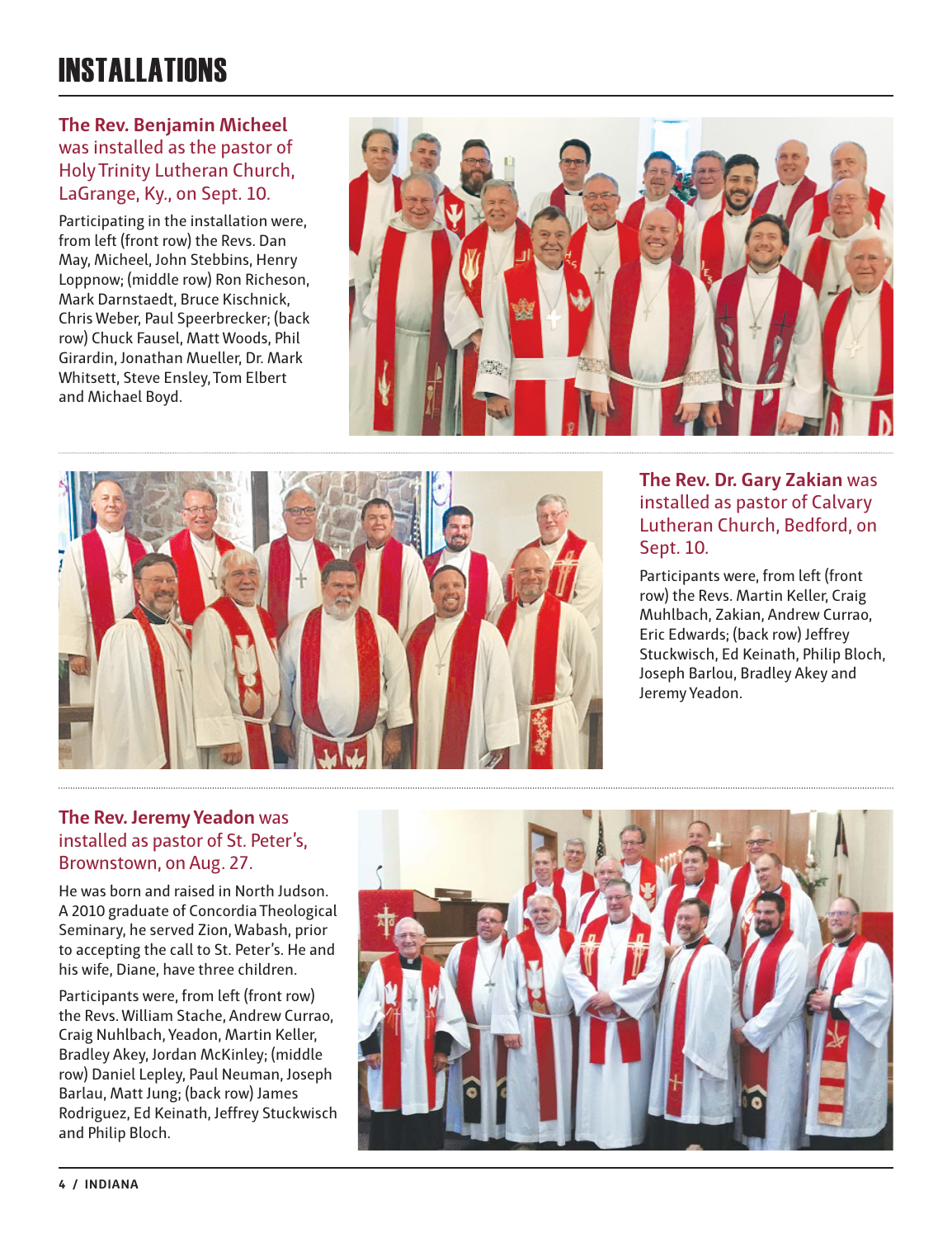# INSTALLATIONS

**The Rev. Benjamin Micheel** was installed as the pastor of Holy Trinity Lutheran Church, LaGrange, Ky., on Sept. 10.

Participating in the installation were, from left (front row) the Revs. Dan May, Micheel, John Stebbins, Henry Loppnow; (middle row) Ron Richeson, Mark Darnstaedt, Bruce Kischnick, Chris Weber, Paul Speerbrecker; (back row) Chuck Fausel, Matt Woods, Phil Girardin, Jonathan Mueller, Dr. Mark Whitsett, Steve Ensley, Tom Elbert and Michael Boyd.

**The Rev. Dr. Gary Zakian** was installed as pastor of Calvary Lutheran Church, Bedford, on Sept. 10.

Participants were, from left (front row) the Revs. Martin Keller, Craig Muhlbach, Zakian, Andrew Currao, Eric Edwards; (back row) Jeffrey Stuckwisch, Ed Keinath, Philip Bloch, Joseph Barlou, Bradley Akey and Jeremy Yeadon.

**The Rev. Jeremy Yeadon** was installed as pastor of St. Peter's, Brownstown, on Aug. 27.

He was born and raised in North Judson. A 2010 graduate of Concordia Theological Seminary, he served Zion, Wabash, prior to accepting the call to St. Peter's. He and his wife, Diane, have three children.

Participants were, from left (front row) the Revs. William Stache, Andrew Currao, Craig Nuhlbach, Yeadon, Martin Keller, Bradley Akey, Jordan McKinley; (middle row) Daniel Lepley, Paul Neuman, Joseph Barlau, Matt Jung; (back row) James Rodriguez, Ed Keinath, Jeffrey Stuckwisch and Philip Bloch.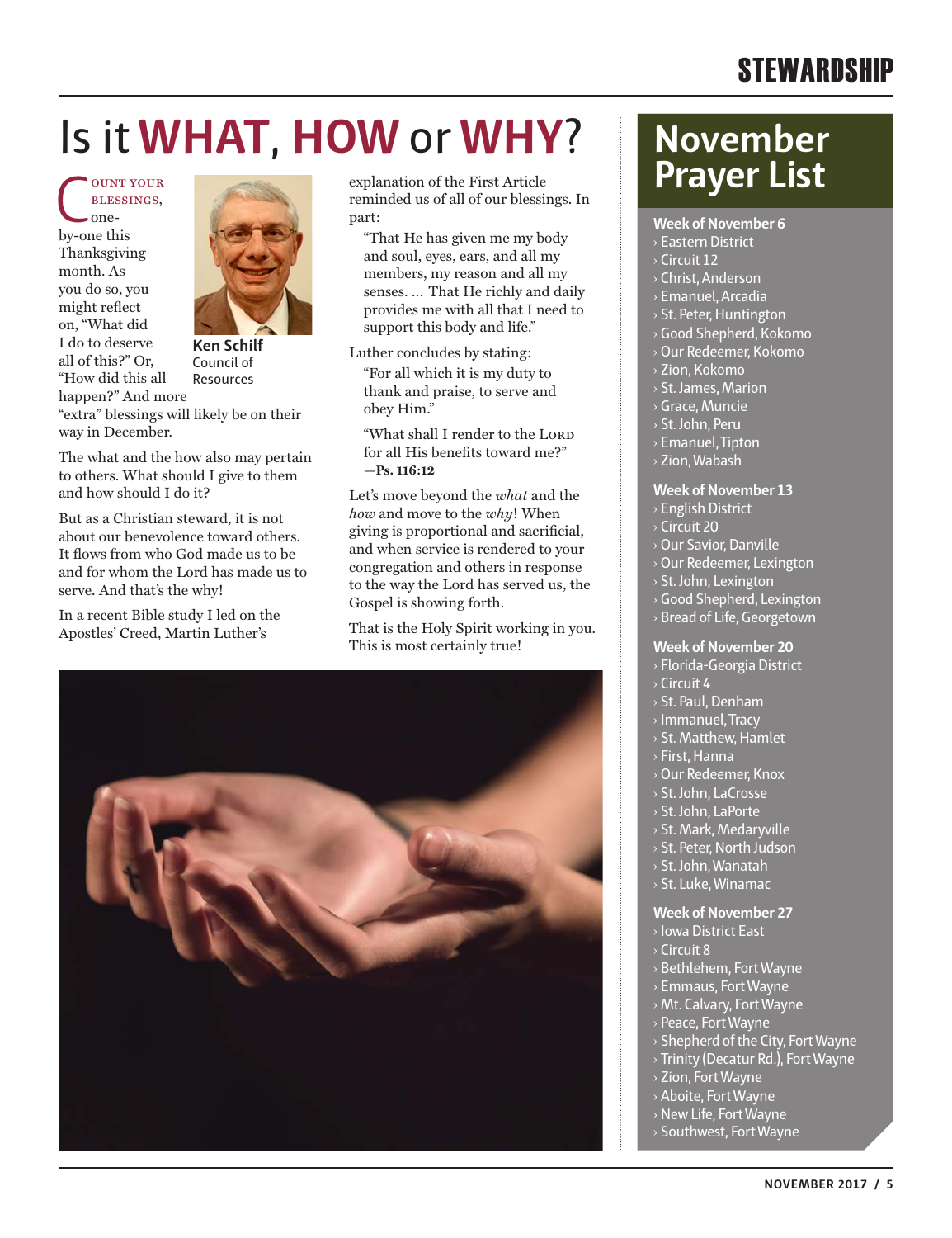# Is it WHAT, HOW or WHY?

**Ken Schilf**
Council of Resources

COUNT YOUR BLESSINGS, one-by-one this Thanksgiving month. As you do so, you might reflect on, "What did I do to deserve all of this?" Or, "How did this all happen?" And more "extra" blessings will likely be on their way in December.

The what and the how also may pertain to others. What should I give to them and how should I do it?

But as a Christian steward, it is not about our benevolence toward others. It flows from who God made us to be and for whom the Lord has made us to serve. And that's the why!

In a recent Bible study I led on the Apostles' Creed, Martin Luther's explanation of the First Article reminded us of all of our blessings. In part:

> "That He has given me my body and soul, eyes, ears, and all my members, my reason and all my senses. ... That He richly and daily provides me with all that I need to support this body and life."

Luther concludes by stating:

> "For all which it is my duty to thank and praise, to serve and obey Him."

> "What shall I render to the LORD for all His benefits toward me?" —**Ps. 116:12**

Let's move beyond the *what* and the *how* and move to the *why*! When giving is proportional and sacrificial, and when service is rendered to your congregation and others in response to the way the Lord has served us, the Gospel is showing forth.

That is the Holy Spirit working in you. This is most certainly true!

## November Prayer List

**Week of November 6**
- Eastern District
- Circuit 12
- Christ, Anderson
- Emanuel, Arcadia
- St. Peter, Huntington
- Good Shepherd, Kokomo
- Our Redeemer, Kokomo
- Zion, Kokomo
- St. James, Marion
- Grace, Muncie
- St. John, Peru
- Emanuel, Tipton
- Zion, Wabash

**Week of November 13**
- English District
- Circuit 20
- Our Savior, Danville
- Our Redeemer, Lexington
- St. John, Lexington
- Good Shepherd, Lexington
- Bread of Life, Georgetown

**Week of November 20**
- Florida-Georgia District
- Circuit 4
- St. Paul, Denham
- Immanuel, Tracy
- St. Matthew, Hamlet
- First, Hanna
- Our Redeemer, Knox
- St. John, LaCrosse
- St. John, LaPorte
- St. Mark, Medaryville
- St. Peter, North Judson
- St. John, Wanatah
- St. Luke, Winamac

**Week of November 27**
- Iowa District East
- Circuit 8
- Bethlehem, Fort Wayne
- Emmaus, Fort Wayne
- Mt. Calvary, Fort Wayne
- Peace, Fort Wayne
- Shepherd of the City, Fort Wayne
- Trinity (Decatur Rd.), Fort Wayne
- Zion, Fort Wayne
- Aboite, Fort Wayne
- New Life, Fort Wayne
- Southwest, Fort Wayne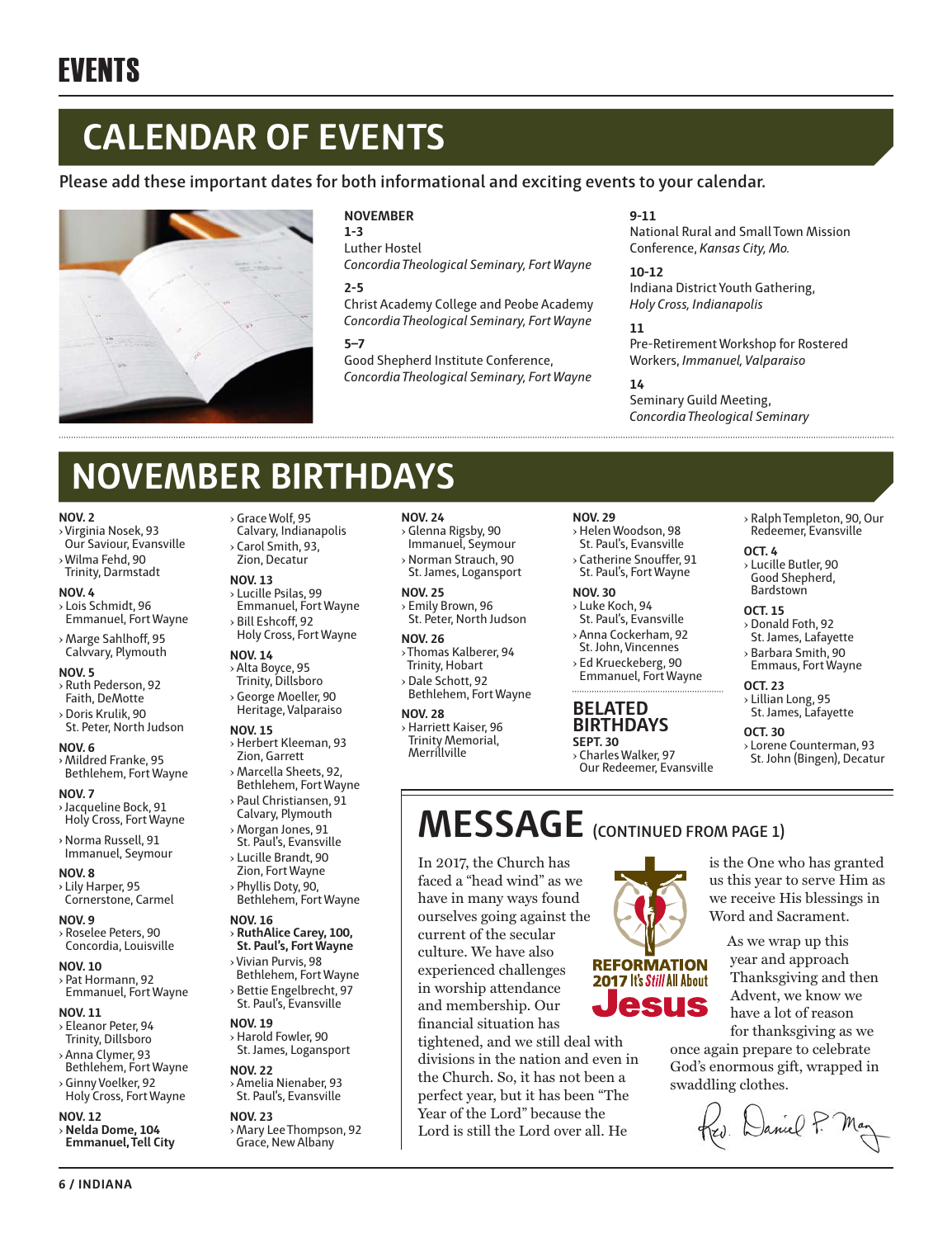# EVENTS

## CALENDAR OF EVENTS

**Please add these important dates for both informational and exciting events to your calendar.**

**NOVEMBER**

**1-3**
Luther Hostel
*Concordia Theological Seminary, Fort Wayne*

**2-5**
Christ Academy College and Peobe Academy
*Concordia Theological Seminary, Fort Wayne*

**5–7**
Good Shepherd Institute Conference,
*Concordia Theological Seminary, Fort Wayne*

**9-11**
National Rural and Small Town Mission Conference, *Kansas City, Mo.*

**10-12**
Indiana District Youth Gathering,
*Holy Cross, Indianapolis*

**11**
Pre-Retirement Workshop for Rostered Workers, *Immanuel, Valparaiso*

**14**
Seminary Guild Meeting,
*Concordia Theological Seminary*

## NOVEMBER BIRTHDAYS

**NOV. 2**
- Virginia Nosek, 93
  Our Saviour, Evansville
- Wilma Fehd, 90
  Trinity, Darmstadt

**NOV. 4**
- Lois Schmidt, 96
  Emmanuel, Fort Wayne
- Marge Sahlhoff, 95
  Calvvary, Plymouth

**NOV. 5**
- Ruth Pederson, 92
  Faith, DeMotte
- Doris Krulik, 90
  St. Peter, North Judson

**NOV. 6**
- Mildred Franke, 95
  Bethlehem, Fort Wayne

**NOV. 7**
- Jacqueline Bock, 91
  Holy Cross, Fort Wayne
- Norma Russell, 91
  Immanuel, Seymour

**NOV. 8**
- Lily Harper, 95
  Cornerstone, Carmel

**NOV. 9**
- Roselee Peters, 90
  Concordia, Louisville

**NOV. 10**
- Pat Hormann, 92
  Emmanuel, Fort Wayne

**NOV. 11**
- Eleanor Peter, 94
  Trinity, Dillsboro
- Anna Clymer, 93
  Bethlehem, Fort Wayne
- Ginny Voelker, 92
  Holy Cross, Fort Wayne

**NOV. 12**
- **Nelda Dome, 104**
  **Emmanuel, Tell City**
- Grace Wolf, 95
  Calvary, Indianapolis
- Carol Smith, 93,
  Zion, Decatur

**NOV. 13**
- Lucille Psilas, 99
  Emmanuel, Fort Wayne
- Bill Eshcoff, 92
  Holy Cross, Fort Wayne

**NOV. 14**
- Alta Boyce, 95
  Trinity, Dillsboro
- George Moeller, 90
  Heritage, Valparaiso

**NOV. 15**
- Herbert Kleeman, 93
  Zion, Garrett
- Marcella Sheets, 92,
  Bethlehem, Fort Wayne
- Paul Christiansen, 91
  Calvary, Plymouth
- Morgan Jones, 91
  St. Paul's, Evansville
- Lucille Brandt, 90
  Zion, Fort Wayne
- Phyllis Doty, 90,
  Bethlehem, Fort Wayne

**NOV. 16**
- **RuthAlice Carey, 100,**
  **St. Paul's, Fort Wayne**
- Vivian Purvis, 98
  Bethlehem, Fort Wayne
- Bettie Engelbrecht, 97
  St. Paul's, Evansville

**NOV. 19**
- Harold Fowler, 90
  St. James, Logansport

**NOV. 22**
- Amelia Nienaber, 93
  St. Paul's, Evansville

**NOV. 23**
- Mary Lee Thompson, 92
  Grace, New Albany

**NOV. 24**
- Glenna Rigsby, 90
  Immanuel, Seymour
- Norman Strauch, 90
  St. James, Logansport

**NOV. 25**
- Emily Brown, 96
  St. Peter, North Judson

**NOV. 26**
- Thomas Kalberer, 94
  Trinity, Hobart
- Dale Schott, 92
  Bethlehem, Fort Wayne

**NOV. 28**
- Harriett Kaiser, 96
  Trinity Memorial, Merrillville

**NOV. 29**
- Helen Woodson, 98
  St. Paul's, Evansville
- Catherine Snouffer, 91
  St. Paul's, Fort Wayne

**NOV. 30**
- Luke Koch, 94
  St. Paul's, Evansville
- Anna Cockerham, 92
  St. John, Vincennes
- Ed Krueckeberg, 90
  Emmanuel, Fort Wayne

### BELATED BIRTHDAYS

**SEPT. 30**
- Charles Walker, 97
  Our Redeemer, Evansville
- Ralph Templeton, 90, Our Redeemer, Evansville

**OCT. 4**
- Lucille Butler, 90
  Good Shepherd, Bardstown

**OCT. 15**
- Donald Foth, 92
  St. James, Lafayette
- Barbara Smith, 90
  Emmaus, Fort Wayne

**OCT. 23**
- Lillian Long, 95
  St. James, Lafayette

**OCT. 30**
- Lorene Counterman, 93
  St. John (Bingen), Decatur

## MESSAGE (CONTINUED FROM PAGE 1)

In 2017, the Church has faced a "head wind" as we have in many ways found ourselves going against the current of the secular culture. We have also experienced challenges in worship attendance and membership. Our financial situation has tightened, and we still deal with divisions in the nation and even in the Church. So, it has not been a perfect year, but it has been "The Year of the Lord" because the Lord is still the Lord over all. He is the One who has granted us this year to serve Him as we receive His blessings in Word and Sacrament.

REFORMATION 2017 It's *Still* All About Jesus

As we wrap up this year and approach Thanksgiving and then Advent, we know we have a lot of reason for thanksgiving as we once again prepare to celebrate God's enormous gift, wrapped in swaddling clothes.

Rev. Daniel P. May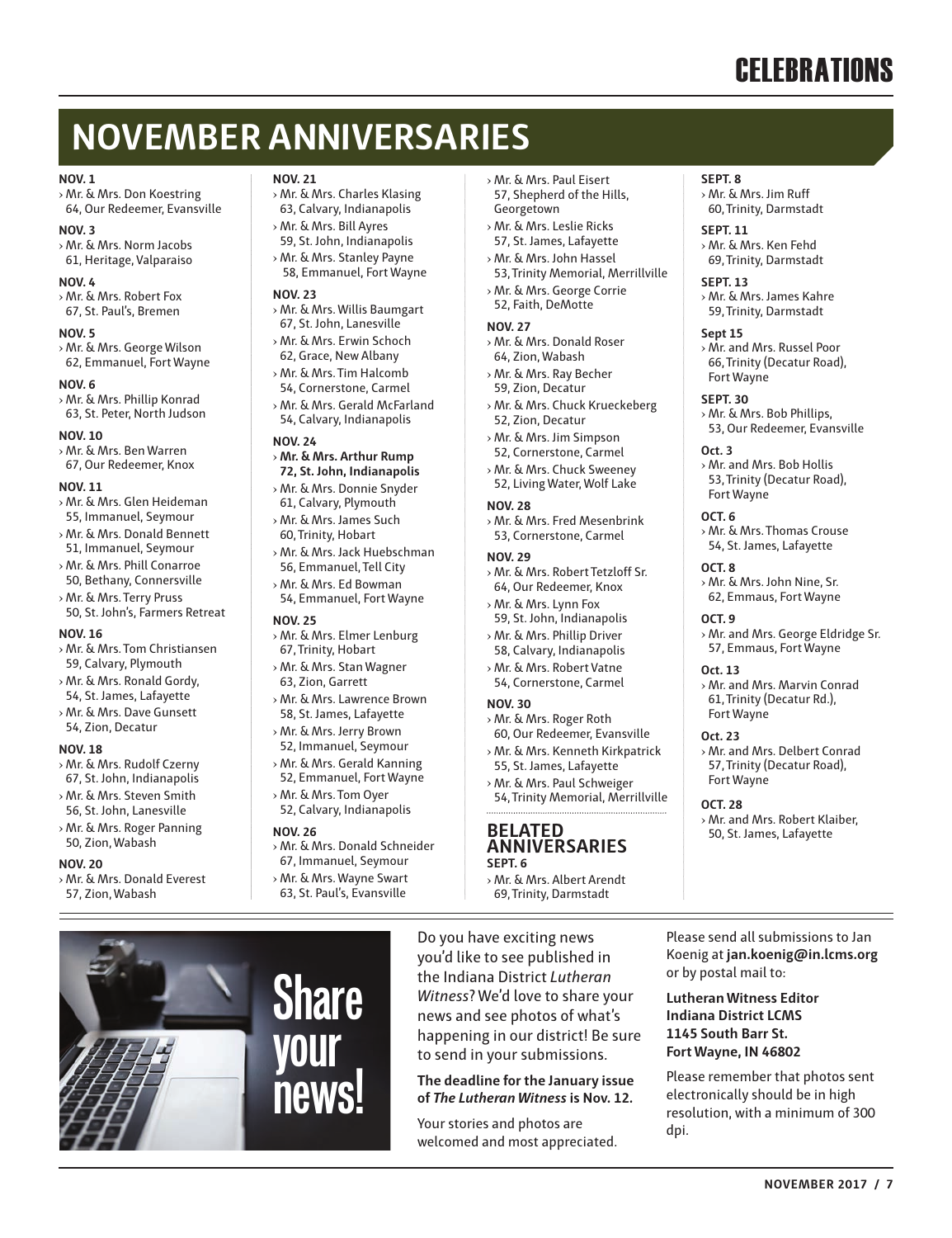# CELEBRATIONS

## NOVEMBER ANNIVERSARIES

**NOV. 1**
- Mr. & Mrs. Don Koestring 64, Our Redeemer, Evansville

**NOV. 3**
- Mr. & Mrs. Norm Jacobs 61, Heritage, Valparaiso

**NOV. 4**
- Mr. & Mrs. Robert Fox 67, St. Paul's, Bremen

**NOV. 5**
- Mr. & Mrs. George Wilson 62, Emmanuel, Fort Wayne

**NOV. 6**
- Mr. & Mrs. Phillip Konrad 63, St. Peter, North Judson

**NOV. 10**
- Mr. & Mrs. Ben Warren 67, Our Redeemer, Knox

**NOV. 11**
- Mr. & Mrs. Glen Heideman 55, Immanuel, Seymour
- Mr. & Mrs. Donald Bennett 51, Immanuel, Seymour
- Mr. & Mrs. Phill Conarroe 50, Bethany, Connersville
- Mr. & Mrs. Terry Pruss 50, St. John's, Farmers Retreat

**NOV. 16**
- Mr. & Mrs. Tom Christiansen 59, Calvary, Plymouth
- Mr. & Mrs. Ronald Gordy, 54, St. James, Lafayette
- Mr. & Mrs. Dave Gunsett 54, Zion, Decatur

**NOV. 18**
- Mr. & Mrs. Rudolf Czerny 67, St. John, Indianapolis
- Mr. & Mrs. Steven Smith 56, St. John, Lanesville
- Mr. & Mrs. Roger Panning 50, Zion, Wabash

**NOV. 20**
- Mr. & Mrs. Donald Everest 57, Zion, Wabash

**NOV. 21**
- Mr. & Mrs. Charles Klasing 63, Calvary, Indianapolis
- Mr. & Mrs. Bill Ayres 59, St. John, Indianapolis
- Mr. & Mrs. Stanley Payne 58, Emmanuel, Fort Wayne

**NOV. 23**
- Mr. & Mrs. Willis Baumgart 67, St. John, Lanesville
- Mr. & Mrs. Erwin Schoch 62, Grace, New Albany
- Mr. & Mrs. Tim Halcomb 54, Cornerstone, Carmel
- Mr. & Mrs. Gerald McFarland 54, Calvary, Indianapolis

**NOV. 24**
- **Mr. & Mrs. Arthur Rump 72, St. John, Indianapolis**
- Mr. & Mrs. Donnie Snyder 61, Calvary, Plymouth
- Mr. & Mrs. James Such 60, Trinity, Hobart
- Mr. & Mrs. Jack Huebschman 56, Emmanuel, Tell City
- Mr. & Mrs. Ed Bowman 54, Emmanuel, Fort Wayne

**NOV. 25**
- Mr. & Mrs. Elmer Lenburg 67, Trinity, Hobart
- Mr. & Mrs. Stan Wagner 63, Zion, Garrett
- Mr. & Mrs. Lawrence Brown 58, St. James, Lafayette
- Mr. & Mrs. Jerry Brown 52, Immanuel, Seymour
- Mr. & Mrs. Gerald Kanning 52, Emmanuel, Fort Wayne
- Mr. & Mrs. Tom Oyer 52, Calvary, Indianapolis

**NOV. 26**
- Mr. & Mrs. Donald Schneider 67, Immanuel, Seymour
- Mr. & Mrs. Wayne Swart 63, St. Paul's, Evansville
- Mr. & Mrs. Paul Eisert 57, Shepherd of the Hills, Georgetown
- Mr. & Mrs. Leslie Ricks 57, St. James, Lafayette
- Mr. & Mrs. John Hassel 53, Trinity Memorial, Merrillville
- Mr. & Mrs. George Corrie 52, Faith, DeMotte

**NOV. 27**
- Mr. & Mrs. Donald Roser 64, Zion, Wabash
- Mr. & Mrs. Ray Becher 59, Zion, Decatur
- Mr. & Mrs. Chuck Krueckeberg 52, Zion, Decatur
- Mr. & Mrs. Jim Simpson 52, Cornerstone, Carmel
- Mr. & Mrs. Chuck Sweeney 52, Living Water, Wolf Lake

**NOV. 28**
- Mr. & Mrs. Fred Mesenbrink 53, Cornerstone, Carmel

**NOV. 29**
- Mr. & Mrs. Robert Tetzloff Sr. 64, Our Redeemer, Knox
- Mr. & Mrs. Lynn Fox 59, St. John, Indianapolis
- Mr. & Mrs. Phillip Driver 58, Calvary, Indianapolis
- Mr. & Mrs. Robert Vatne 54, Cornerstone, Carmel

**NOV. 30**
- Mr. & Mrs. Roger Roth 60, Our Redeemer, Evansville
- Mr. & Mrs. Kenneth Kirkpatrick 55, St. James, Lafayette
- Mr. & Mrs. Paul Schweiger 54, Trinity Memorial, Merrillville

### BELATED ANNIVERSARIES

**SEPT. 6**
- Mr. & Mrs. Albert Arendt 69, Trinity, Darmstadt

**SEPT. 8**
- Mr. & Mrs. Jim Ruff 60, Trinity, Darmstadt

**SEPT. 11**
- Mr. & Mrs. Ken Fehd 69, Trinity, Darmstadt

**SEPT. 13**
- Mr. & Mrs. James Kahre 59, Trinity, Darmstadt

**Sept 15**
- Mr. and Mrs. Russel Poor 66, Trinity (Decatur Road), Fort Wayne

**SEPT. 30**
- Mr. & Mrs. Bob Phillips, 53, Our Redeemer, Evansville

**Oct. 3**
- Mr. and Mrs. Bob Hollis 53, Trinity (Decatur Road), Fort Wayne

**OCT. 6**
- Mr. & Mrs. Thomas Crouse 54, St. James, Lafayette

**OCT. 8**
- Mr. & Mrs. John Nine, Sr. 62, Emmaus, Fort Wayne

**OCT. 9**
- Mr. and Mrs. George Eldridge Sr. 57, Emmaus, Fort Wayne

**Oct. 13**
- Mr. and Mrs. Marvin Conrad 61, Trinity (Decatur Rd.), Fort Wayne

**Oct. 23**
- Mr. and Mrs. Delbert Conrad 57, Trinity (Decatur Road), Fort Wayne

**OCT. 28**
- Mr. and Mrs. Robert Klaiber, 50, St. James, Lafayette

## Share your news!

Do you have exciting news you'd like to see published in the Indiana District *Lutheran Witness*? We'd love to share your news and see photos of what's happening in our district! Be sure to send in your submissions.

**The deadline for the January issue of *The Lutheran Witness* is Nov. 12.**

Your stories and photos are welcomed and most appreciated.

Please send all submissions to Jan Koenig at **jan.koenig@in.lcms.org** or by postal mail to:

**Lutheran Witness Editor**
**Indiana District LCMS**
**1145 South Barr St.**
**Fort Wayne, IN 46802**

Please remember that photos sent electronically should be in high resolution, with a minimum of 300 dpi.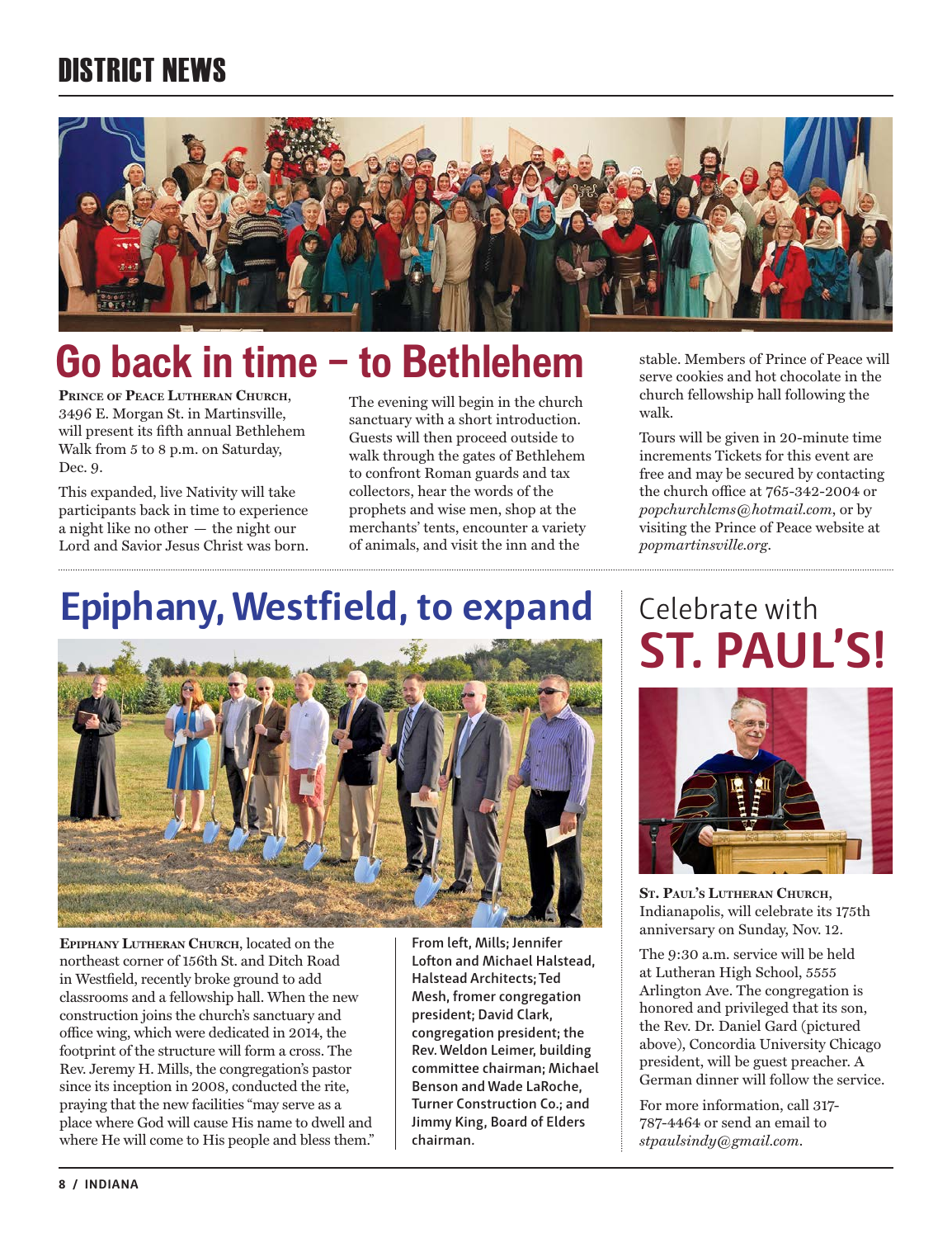# DISTRICT NEWS

## Go back in time – to Bethlehem

**Prince of Peace Lutheran Church**, 3496 E. Morgan St. in Martinsville, will present its fifth annual Bethlehem Walk from 5 to 8 p.m. on Saturday, Dec. 9.

This expanded, live Nativity will take participants back in time to experience a night like no other — the night our Lord and Savior Jesus Christ was born.

The evening will begin in the church sanctuary with a short introduction. Guests will then proceed outside to walk through the gates of Bethlehem to confront Roman guards and tax collectors, hear the words of the prophets and wise men, shop at the merchants' tents, encounter a variety of animals, and visit the inn and the stable. Members of Prince of Peace will serve cookies and hot chocolate in the church fellowship hall following the walk.

Tours will be given in 20-minute time increments Tickets for this event are free and may be secured by contacting the church office at 765-342-2004 or *popchurchlcms@hotmail.com*, or by visiting the Prince of Peace website at *popmartinsville.org*.

## Epiphany, Westfield, to expand

**Epiphany Lutheran Church**, located on the northeast corner of 156th St. and Ditch Road in Westfield, recently broke ground to add classrooms and a fellowship hall. When the new construction joins the church's sanctuary and office wing, which were dedicated in 2014, the footprint of the structure will form a cross. The Rev. Jeremy H. Mills, the congregation's pastor since its inception in 2008, conducted the rite, praying that the new facilities "may serve as a place where God will cause His name to dwell and where He will come to His people and bless them."

**From left, Mills; Jennifer Lofton and Michael Halstead, Halstead Architects; Ted Mesh, fromer congregation president; David Clark, congregation president; the Rev. Weldon Leimer, building committee chairman; Michael Benson and Wade LaRoche, Turner Construction Co.; and Jimmy King, Board of Elders chairman.**

## Celebrate with ST. PAUL'S!

**St. Paul's Lutheran Church**, Indianapolis, will celebrate its 175th anniversary on Sunday, Nov. 12.

The 9:30 a.m. service will be held at Lutheran High School, 5555 Arlington Ave. The congregation is honored and privileged that its son, the Rev. Dr. Daniel Gard (pictured above), Concordia University Chicago president, will be guest preacher. A German dinner will follow the service.

For more information, call 317-787-4464 or send an email to *stpaulsindy@gmail.com*.